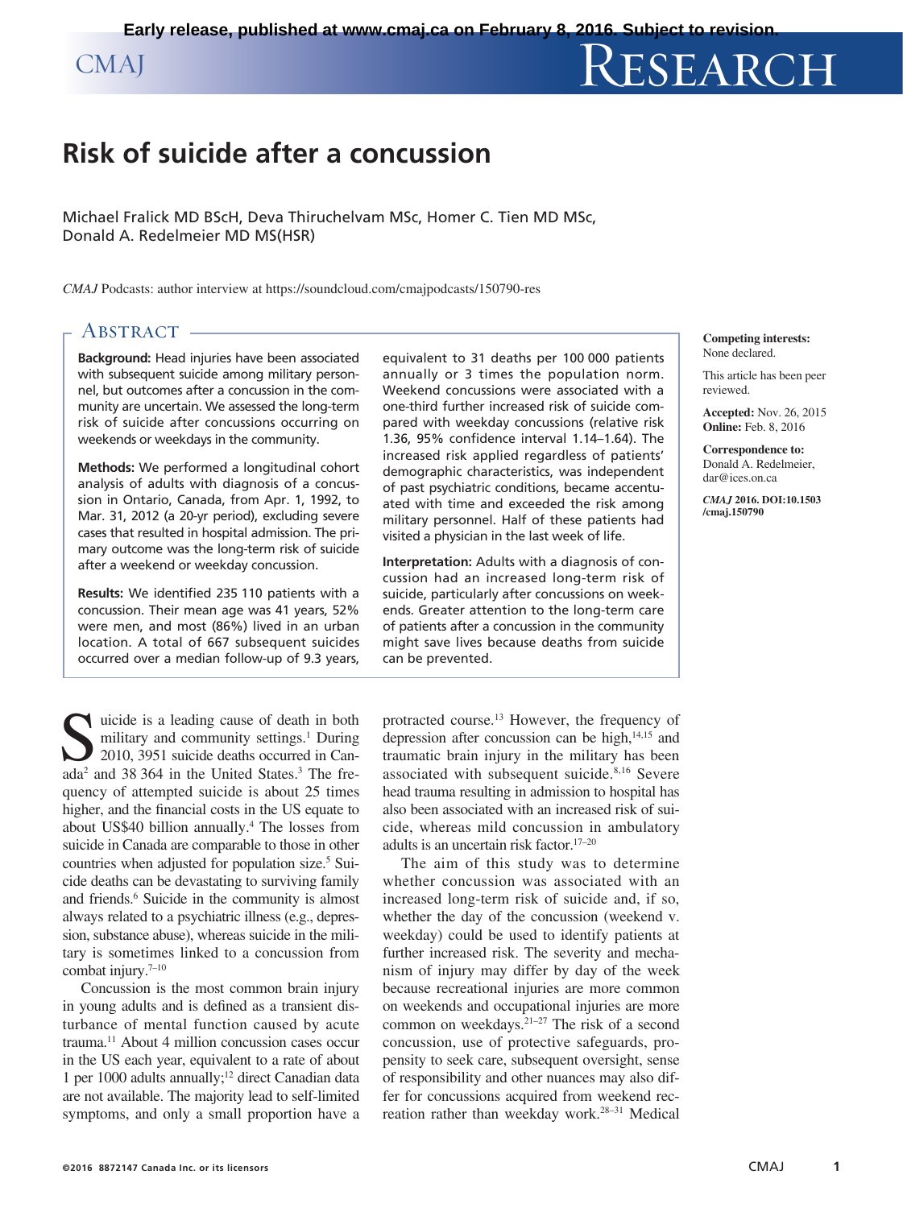# Risk of suicide after a concussion

Michael Fralick MD BScH, Deva Thiruchelvam MSc, Homer C. Tien MD MSc, Donald A. Redelmeier MD MS(HSR)

*CMAJ* Podcasts: author interview at https://soundcloud.com/cmajpodcasts/150790-res

**Competing interests:** None declared.

This article has been peer reviewed.

**Accepted:** Nov. 26, 2015
**Online:** Feb. 8, 2016

**Correspondence to:** Donald A. Redelmeier, dar@ices.on.ca

*CMAJ* 2016. DOI:10.1503/cmaj.150790

## Abstract

**Background:** Head injuries have been associated with subsequent suicide among military personnel, but outcomes after a concussion in the community are uncertain. We assessed the long-term risk of suicide after concussions occurring on weekends or weekdays in the community.

**Methods:** We performed a longitudinal cohort analysis of adults with diagnosis of a concussion in Ontario, Canada, from Apr. 1, 1992, to Mar. 31, 2012 (a 20-yr period), excluding severe cases that resulted in hospital admission. The primary outcome was the long-term risk of suicide after a weekend or weekday concussion.

**Results:** We identified 235 110 patients with a concussion. Their mean age was 41 years, 52% were men, and most (86%) lived in an urban location. A total of 667 subsequent suicides occurred over a median follow-up of 9.3 years, equivalent to 31 deaths per 100 000 patients annually or 3 times the population norm. Weekend concussions were associated with a one-third further increased risk of suicide compared with weekday concussions (relative risk 1.36, 95% confidence interval 1.14–1.64). The increased risk applied regardless of patients' demographic characteristics, was independent of past psychiatric conditions, became accentuated with time and exceeded the risk among military personnel. Half of these patients had visited a physician in the last week of life.

**Interpretation:** Adults with a diagnosis of concussion had an increased long-term risk of suicide, particularly after concussions on weekends. Greater attention to the long-term care of patients after a concussion in the community might save lives because deaths from suicide can be prevented.

Suicide is a leading cause of death in both military and community settings.[1] During 2010, 3951 suicide deaths occurred in Canada[2] and 38 364 in the United States.[3] The frequency of attempted suicide is about 25 times higher, and the financial costs in the US equate to about US$40 billion annually.[4] The losses from suicide in Canada are comparable to those in other countries when adjusted for population size.[5] Suicide deaths can be devastating to surviving family and friends.[6] Suicide in the community is almost always related to a psychiatric illness (e.g., depression, substance abuse), whereas suicide in the military is sometimes linked to a concussion from combat injury.[7–10]

Concussion is the most common brain injury in young adults and is defined as a transient disturbance of mental function caused by acute trauma.[11] About 4 million concussion cases occur in the US each year, equivalent to a rate of about 1 per 1000 adults annually;[12] direct Canadian data are not available. The majority lead to self-limited symptoms, and only a small proportion have a protracted course.[13] However, the frequency of depression after concussion can be high,[14,15] and traumatic brain injury in the military has been associated with subsequent suicide.[8,16] Severe head trauma resulting in admission to hospital has also been associated with an increased risk of suicide, whereas mild concussion in ambulatory adults is an uncertain risk factor.[17–20]

The aim of this study was to determine whether concussion was associated with an increased long-term risk of suicide and, if so, whether the day of the concussion (weekend v. weekday) could be used to identify patients at further increased risk. The severity and mechanism of injury may differ by day of the week because recreational injuries are more common on weekends and occupational injuries are more common on weekdays.[21–27] The risk of a second concussion, use of protective safeguards, propensity to seek care, subsequent oversight, sense of responsibility and other nuances may also differ for concussions acquired from weekend recreation rather than weekday work.[28–31] Medical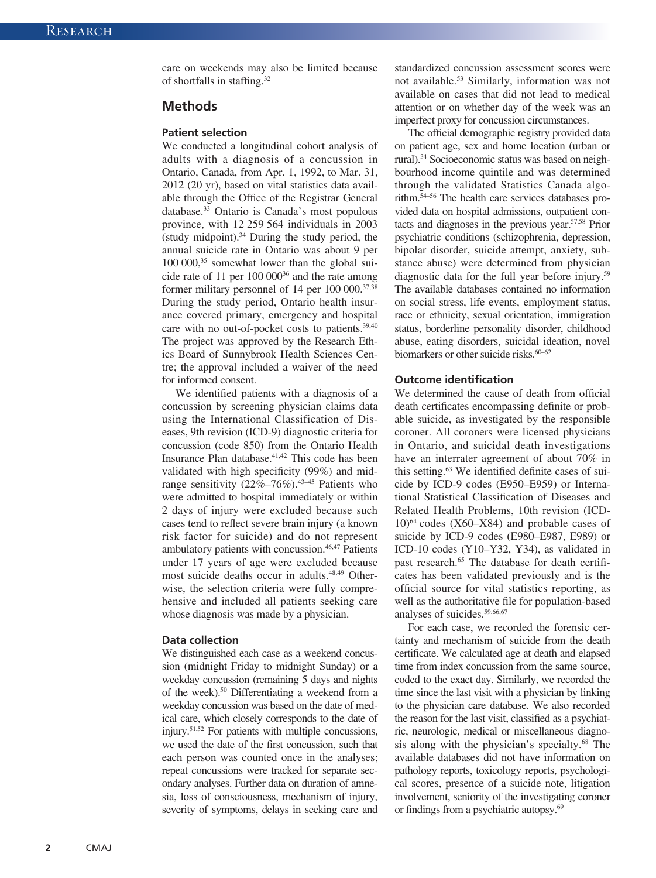care on weekends may also be limited because of shortfalls in staffing.[32]

## Methods

### Patient selection

We conducted a longitudinal cohort analysis of adults with a diagnosis of a concussion in Ontario, Canada, from Apr. 1, 1992, to Mar. 31, 2012 (20 yr), based on vital statistics data available through the Office of the Registrar General database.[33] Ontario is Canada's most populous province, with 12 259 564 individuals in 2003 (study midpoint).[34] During the study period, the annual suicide rate in Ontario was about 9 per 100 000,[35] somewhat lower than the global suicide rate of 11 per 100 000[36] and the rate among former military personnel of 14 per 100 000.[37,38] During the study period, Ontario health insurance covered primary, emergency and hospital care with no out-of-pocket costs to patients.[39,40] The project was approved by the Research Ethics Board of Sunnybrook Health Sciences Centre; the approval included a waiver of the need for informed consent.

We identified patients with a diagnosis of a concussion by screening physician claims data using the International Classification of Diseases, 9th revision (ICD-9) diagnostic criteria for concussion (code 850) from the Ontario Health Insurance Plan database.[41,42] This code has been validated with high specificity (99%) and midrange sensitivity (22%–76%).[43–45] Patients who were admitted to hospital immediately or within 2 days of injury were excluded because such cases tend to reflect severe brain injury (a known risk factor for suicide) and do not represent ambulatory patients with concussion.[46,47] Patients under 17 years of age were excluded because most suicide deaths occur in adults.[48,49] Otherwise, the selection criteria were fully comprehensive and included all patients seeking care whose diagnosis was made by a physician.

### Data collection

We distinguished each case as a weekend concussion (midnight Friday to midnight Sunday) or a weekday concussion (remaining 5 days and nights of the week).[50] Differentiating a weekend from a weekday concussion was based on the date of medical care, which closely corresponds to the date of injury.[51,52] For patients with multiple concussions, we used the date of the first concussion, such that each person was counted once in the analyses; repeat concussions were tracked for separate secondary analyses. Further data on duration of amnesia, loss of consciousness, mechanism of injury, severity of symptoms, delays in seeking care and standardized concussion assessment scores were not available.[53] Similarly, information was not available on cases that did not lead to medical attention or on whether day of the week was an imperfect proxy for concussion circumstances.

The official demographic registry provided data on patient age, sex and home location (urban or rural).[34] Socioeconomic status was based on neighbourhood income quintile and was determined through the validated Statistics Canada algorithm.[54–56] The health care services databases provided data on hospital admissions, outpatient contacts and diagnoses in the previous year.[57,58] Prior psychiatric conditions (schizophrenia, depression, bipolar disorder, suicide attempt, anxiety, substance abuse) were determined from physician diagnostic data for the full year before injury.[59] The available databases contained no information on social stress, life events, employment status, race or ethnicity, sexual orientation, immigration status, borderline personality disorder, childhood abuse, eating disorders, suicidal ideation, novel biomarkers or other suicide risks.[60–62]

### Outcome identification

We determined the cause of death from official death certificates encompassing definite or probable suicide, as investigated by the responsible coroner. All coroners were licensed physicians in Ontario, and suicidal death investigations have an interrater agreement of about 70% in this setting.[63] We identified definite cases of suicide by ICD-9 codes (E950–E959) or International Statistical Classification of Diseases and Related Health Problems, 10th revision (ICD-10)[64] codes (X60–X84) and probable cases of suicide by ICD-9 codes (E980–E987, E989) or ICD-10 codes (Y10–Y32, Y34), as validated in past research.[65] The database for death certificates has been validated previously and is the official source for vital statistics reporting, as well as the authoritative file for population-based analyses of suicides.[59,66,67]

For each case, we recorded the forensic certainty and mechanism of suicide from the death certificate. We calculated age at death and elapsed time from index concussion from the same source, coded to the exact day. Similarly, we recorded the time since the last visit with a physician by linking to the physician care database. We also recorded the reason for the last visit, classified as a psychiatric, neurologic, medical or miscellaneous diagnosis along with the physician's specialty.[68] The available databases did not have information on pathology reports, toxicology reports, psychological scores, presence of a suicide note, litigation involvement, seniority of the investigating coroner or findings from a psychiatric autopsy.[69]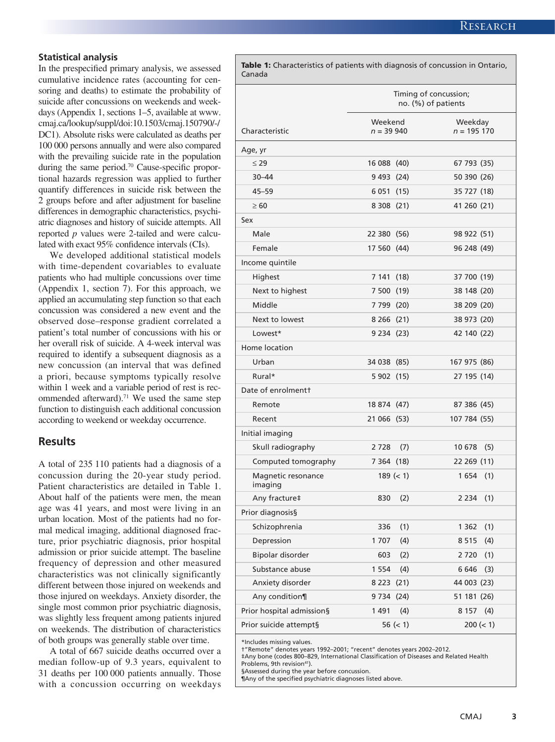### Statistical analysis

In the prespecified primary analysis, we assessed cumulative incidence rates (accounting for censoring and deaths) to estimate the probability of suicide after concussions on weekends and weekdays (Appendix 1, sections 1–5, available at www.cmaj.ca/lookup/suppl/doi:10.1503/cmaj.150790/-/DC1). Absolute risks were calculated as deaths per 100 000 persons annually and were also compared with the prevailing suicide rate in the population during the same period.[70] Cause-specific proportional hazards regression was applied to further quantify differences in suicide risk between the 2 groups before and after adjustment for baseline differences in demographic characteristics, psychiatric diagnoses and history of suicide attempts. All reported *p* values were 2-tailed and were calculated with exact 95% confidence intervals (CIs).

We developed additional statistical models with time-dependent covariables to evaluate patients who had multiple concussions over time (Appendix 1, section 7). For this approach, we applied an accumulating step function so that each concussion was considered a new event and the observed dose–response gradient correlated a patient's total number of concussions with his or her overall risk of suicide. A 4-week interval was required to identify a subsequent diagnosis as a new concussion (an interval that was defined a priori, because symptoms typically resolve within 1 week and a variable period of rest is recommended afterward).[71] We used the same step function to distinguish each additional concussion according to weekend or weekday occurrence.

## Results

A total of 235 110 patients had a diagnosis of a concussion during the 20-year study period. Patient characteristics are detailed in Table 1. About half of the patients were men, the mean age was 41 years, and most were living in an urban location. Most of the patients had no formal medical imaging, additional diagnosed fracture, prior psychiatric diagnosis, prior hospital admission or prior suicide attempt. The baseline frequency of depression and other measured characteristics was not clinically significantly different between those injured on weekends and those injured on weekdays. Anxiety disorder, the single most common prior psychiatric diagnosis, was slightly less frequent among patients injured on weekends. The distribution of characteristics of both groups was generally stable over time.

A total of 667 suicide deaths occurred over a median follow-up of 9.3 years, equivalent to 31 deaths per 100 000 patients annually. Those with a concussion occurring on weekdays

**Table 1:** Characteristics of patients with diagnosis of concussion in Ontario, Canada

| Characteristic | Timing of concussion; no. (%) of patients | |
|---|---|---|
| | Weekend $n$ = 39 940 | Weekday $n$ = 195 170 |
| **Age, yr** | | |
| ≤ 29 | 16 088 (40) | 67 793 (35) |
| 30–44 | 9 493 (24) | 50 390 (26) |
| 45–59 | 6 051 (15) | 35 727 (18) |
| ≥ 60 | 8 308 (21) | 41 260 (21) |
| **Sex** | | |
| Male | 22 380 (56) | 98 922 (51) |
| Female | 17 560 (44) | 96 248 (49) |
| **Income quintile** | | |
| Highest | 7 141 (18) | 37 700 (19) |
| Next to highest | 7 500 (19) | 38 148 (20) |
| Middle | 7 799 (20) | 38 209 (20) |
| Next to lowest | 8 266 (21) | 38 973 (20) |
| Lowest* | 9 234 (23) | 42 140 (22) |
| **Home location** | | |
| Urban | 34 038 (85) | 167 975 (86) |
| Rural* | 5 902 (15) | 27 195 (14) |
| **Date of enrolment†** | | |
| Remote | 18 874 (47) | 87 386 (45) |
| Recent | 21 066 (53) | 107 784 (55) |
| **Initial imaging** | | |
| Skull radiography | 2 728 (7) | 10 678 (5) |
| Computed tomography | 7 364 (18) | 22 269 (11) |
| Magnetic resonance imaging | 189 (< 1) | 1 654 (1) |
| Any fracture‡ | 830 (2) | 2 234 (1) |
| **Prior diagnosis§** | | |
| Schizophrenia | 336 (1) | 1 362 (1) |
| Depression | 1 707 (4) | 8 515 (4) |
| Bipolar disorder | 603 (2) | 2 720 (1) |
| Substance abuse | 1 554 (4) | 6 646 (3) |
| Anxiety disorder | 8 223 (21) | 44 003 (23) |
| Any condition¶ | 9 734 (24) | 51 181 (26) |
| Prior hospital admission§ | 1 491 (4) | 8 157 (4) |
| Prior suicide attempt§ | 56 (< 1) | 200 (< 1) |

*Includes missing values.
†"Remote" denotes years 1992–2001; "recent" denotes years 2002–2012.
‡Any bone (codes 800–829, International Classification of Diseases and Related Health Problems, 9th revision[41]).
§Assessed during the year before concussion.
¶Any of the specified psychiatric diagnoses listed above.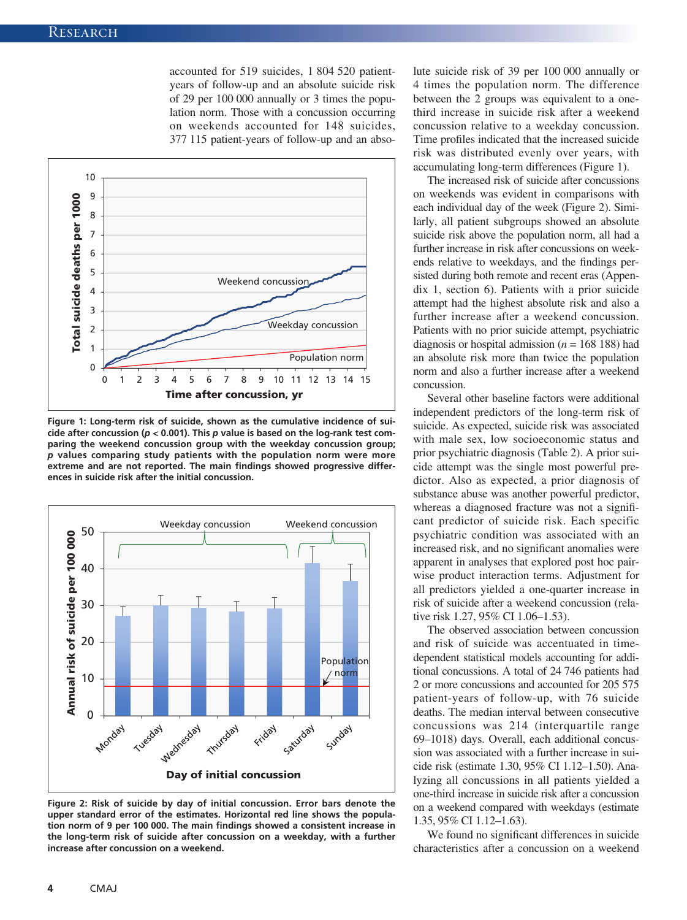accounted for 519 suicides, 1 804 520 patient-years of follow-up and an absolute suicide risk of 29 per 100 000 annually or 3 times the population norm. Those with a concussion occurring on weekends accounted for 148 suicides, 377 115 patient-years of follow-up and an absolute suicide risk of 39 per 100 000 annually or 4 times the population norm. The difference between the 2 groups was equivalent to a one-third increase in suicide risk after a weekend concussion relative to a weekday concussion. Time profiles indicated that the increased suicide risk was distributed evenly over years, with accumulating long-term differences (Figure 1).

**Figure 1: Long-term risk of suicide, shown as the cumulative incidence of suicide after concussion ($p < 0.001$). This $p$ value is based on the log-rank test comparing the weekend concussion group with the weekday concussion group; $p$ values comparing study patients with the population norm were more extreme and are not reported. The main findings showed progressive differences in suicide risk after the initial concussion.**

**Figure 2: Risk of suicide by day of initial concussion. Error bars denote the upper standard error of the estimates. Horizontal red line shows the population norm of 9 per 100 000. The main findings showed a consistent increase in the long-term risk of suicide after concussion on a weekday, with a further increase after concussion on a weekend.**

The increased risk of suicide after concussions on weekends was evident in comparisons with each individual day of the week (Figure 2). Similarly, all patient subgroups showed an absolute suicide risk above the population norm, all had a further increase in risk after concussions on weekends relative to weekdays, and the findings persisted during both remote and recent eras (Appendix 1, section 6). Patients with a prior suicide attempt had the highest absolute risk and also a further increase after a weekend concussion. Patients with no prior suicide attempt, psychiatric diagnosis or hospital admission ($n$ = 168 188) had an absolute risk more than twice the population norm and also a further increase after a weekend concussion.

Several other baseline factors were additional independent predictors of the long-term risk of suicide. As expected, suicide risk was associated with male sex, low socioeconomic status and prior psychiatric diagnosis (Table 2). A prior suicide attempt was the single most powerful predictor. Also as expected, a prior diagnosis of substance abuse was another powerful predictor, whereas a diagnosed fracture was not a significant predictor of suicide risk. Each specific psychiatric condition was associated with an increased risk, and no significant anomalies were apparent in analyses that explored post hoc pairwise product interaction terms. Adjustment for all predictors yielded a one-quarter increase in risk of suicide after a weekend concussion (relative risk 1.27, 95% CI 1.06–1.53).

The observed association between concussion and risk of suicide was accentuated in time-dependent statistical models accounting for additional concussions. A total of 24 746 patients had 2 or more concussions and accounted for 205 575 patient-years of follow-up, with 76 suicide deaths. The median interval between consecutive concussions was 214 (interquartile range 69–1018) days. Overall, each additional concussion was associated with a further increase in suicide risk (estimate 1.30, 95% CI 1.12–1.50). Analyzing all concussions in all patients yielded a one-third increase in suicide risk after a concussion on a weekend compared with weekdays (estimate 1.35, 95% CI 1.12–1.63).

We found no significant differences in suicide characteristics after a concussion on a weekend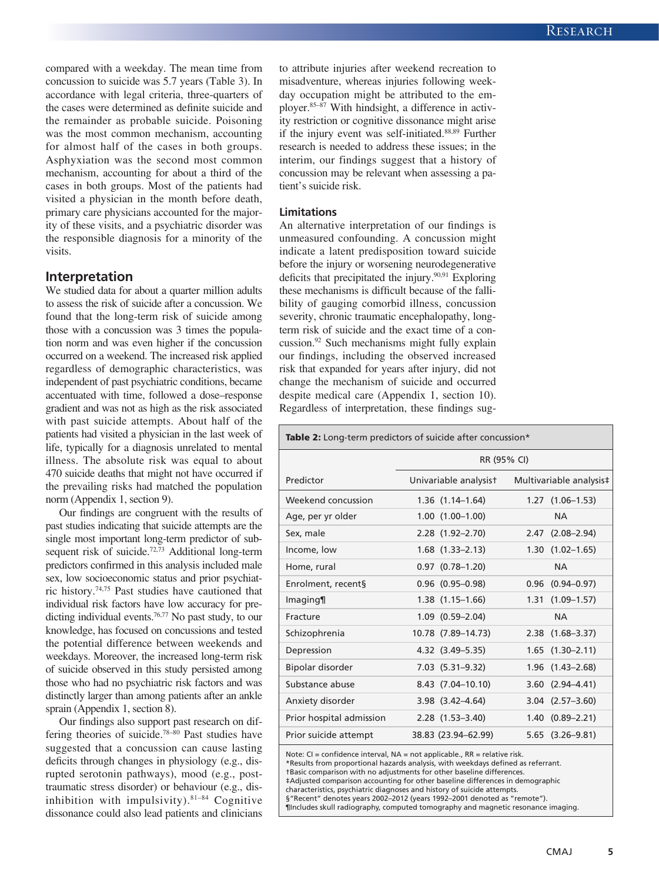compared with a weekday. The mean time from concussion to suicide was 5.7 years (Table 3). In accordance with legal criteria, three-quarters of the cases were determined as definite suicide and the remainder as probable suicide. Poisoning was the most common mechanism, accounting for almost half of the cases in both groups. Asphyxiation was the second most common mechanism, accounting for about a third of the cases in both groups. Most of the patients had visited a physician in the month before death, primary care physicians accounted for the majority of these visits, and a psychiatric disorder was the responsible diagnosis for a minority of the visits.

## Interpretation

We studied data for about a quarter million adults to assess the risk of suicide after a concussion. We found that the long-term risk of suicide among those with a concussion was 3 times the population norm and was even higher if the concussion occurred on a weekend. The increased risk applied regardless of demographic characteristics, was independent of past psychiatric conditions, became accentuated with time, followed a dose–response gradient and was not as high as the risk associated with past suicide attempts. About half of the patients had visited a physician in the last week of life, typically for a diagnosis unrelated to mental illness. The absolute risk was equal to about 470 suicide deaths that might not have occurred if the prevailing risks had matched the population norm (Appendix 1, section 9).

Our findings are congruent with the results of past studies indicating that suicide attempts are the single most important long-term predictor of subsequent risk of suicide.[72,73] Additional long-term predictors confirmed in this analysis included male sex, low socioeconomic status and prior psychiatric history.[74,75] Past studies have cautioned that individual risk factors have low accuracy for predicting individual events.[76,77] No past study, to our knowledge, has focused on concussions and tested the potential difference between weekends and weekdays. Moreover, the increased long-term risk of suicide observed in this study persisted among those who had no psychiatric risk factors and was distinctly larger than among patients after an ankle sprain (Appendix 1, section 8).

Our findings also support past research on differing theories of suicide.[78–80] Past studies have suggested that a concussion can cause lasting deficits through changes in physiology (e.g., disrupted serotonin pathways), mood (e.g., post-traumatic stress disorder) or behaviour (e.g., disinhibition with impulsivity).[81–84] Cognitive dissonance could also lead patients and clinicians to attribute injuries after weekend recreation to misadventure, whereas injuries following weekday occupation might be attributed to the employer.[85–87] With hindsight, a difference in activity restriction or cognitive dissonance might arise if the injury event was self-initiated.[88,89] Further research is needed to address these issues; in the interim, our findings suggest that a history of concussion may be relevant when assessing a patient's suicide risk.

### Limitations

An alternative interpretation of our findings is unmeasured confounding. A concussion might indicate a latent predisposition toward suicide before the injury or worsening neurodegenerative deficits that precipitated the injury.[90,91] Exploring these mechanisms is difficult because of the fallibility of gauging comorbid illness, concussion severity, chronic traumatic encephalopathy, long-term risk of suicide and the exact time of a concussion.[92] Such mechanisms might fully explain our findings, including the observed increased risk that expanded for years after injury, did not change the mechanism of suicide and occurred despite medical care (Appendix 1, section 10). Regardless of interpretation, these findings sug-

**Table 2:** Long-term predictors of suicide after concussion*

| Predictor | RR (95% CI) | |
|---|---|---|
| | Univariable analysis† | Multivariable analysis‡ |
| Weekend concussion | 1.36 (1.14–1.64) | 1.27 (1.06–1.53) |
| Age, per yr older | 1.00 (1.00–1.00) | NA |
| Sex, male | 2.28 (1.92–2.70) | 2.47 (2.08–2.94) |
| Income, low | 1.68 (1.33–2.13) | 1.30 (1.02–1.65) |
| Home, rural | 0.97 (0.78–1.20) | NA |
| Enrolment, recent§ | 0.96 (0.95–0.98) | 0.96 (0.94–0.97) |
| Imaging¶ | 1.38 (1.15–1.66) | 1.31 (1.09–1.57) |
| Fracture | 1.09 (0.59–2.04) | NA |
| Schizophrenia | 10.78 (7.89–14.73) | 2.38 (1.68–3.37) |
| Depression | 4.32 (3.49–5.35) | 1.65 (1.30–2.11) |
| Bipolar disorder | 7.03 (5.31–9.32) | 1.96 (1.43–2.68) |
| Substance abuse | 8.43 (7.04–10.10) | 3.60 (2.94–4.41) |
| Anxiety disorder | 3.98 (3.42–4.64) | 3.04 (2.57–3.60) |
| Prior hospital admission | 2.28 (1.53–3.40) | 1.40 (0.89–2.21) |
| Prior suicide attempt | 38.83 (23.94–62.99) | 5.65 (3.26–9.81) |

Note: CI = confidence interval, NA = not applicable., RR = relative risk.
*Results from proportional hazards analysis, with weekdays defined as referrant.
†Basic comparison with no adjustments for other baseline differences.
‡Adjusted comparison accounting for other baseline differences in demographic characteristics, psychiatric diagnoses and history of suicide attempts.
§"Recent" denotes years 2002–2012 (years 1992–2001 denoted as "remote").
¶Includes skull radiography, computed tomography and magnetic resonance imaging.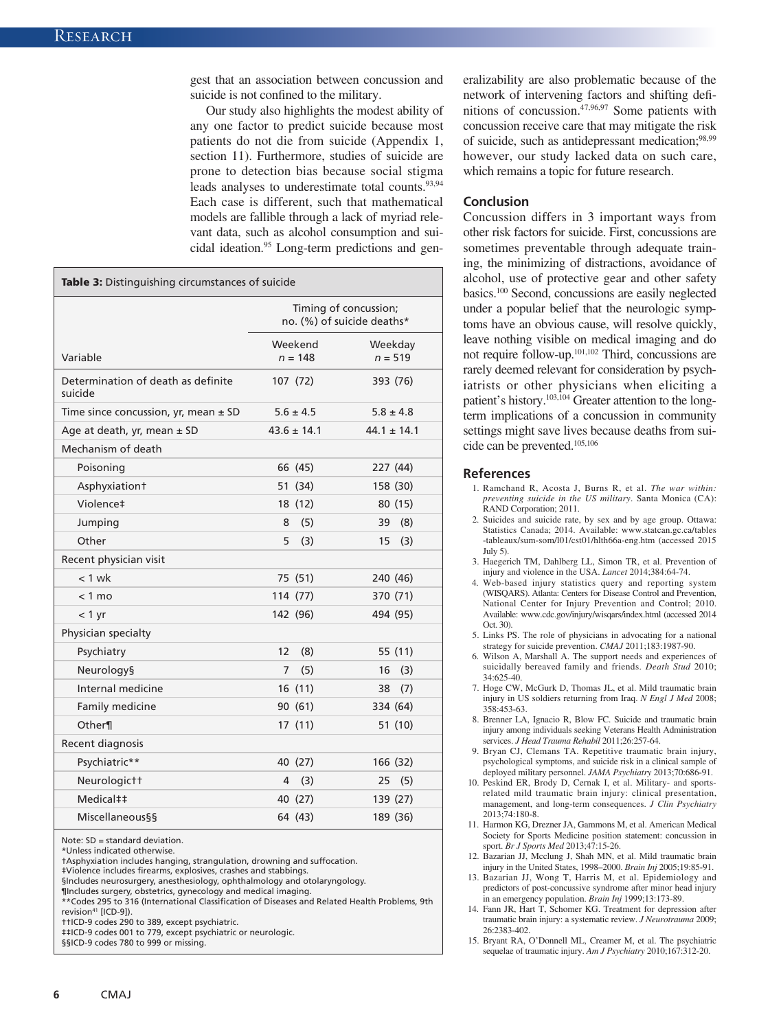gest that an association between concussion and suicide is not confined to the military.

Our study also highlights the modest ability of any one factor to predict suicide because most patients do not die from suicide (Appendix 1, section 11). Furthermore, studies of suicide are prone to detection bias because social stigma leads analyses to underestimate total counts.[93,94] Each case is different, such that mathematical models are fallible through a lack of myriad relevant data, such as alcohol consumption and suicidal ideation.[95] Long-term predictions and generalizability are also problematic because of the network of intervening factors and shifting definitions of concussion.[47,96,97] Some patients with concussion receive care that may mitigate the risk of suicide, such as antidepressant medication;[98,99] however, our study lacked data on such care, which remains a topic for future research.

**Table 3:** Distinguishing circumstances of suicide

| Variable | Timing of concussion; no. (%) of suicide deaths* | |
|---|---|---|
| | Weekend $n$ = 148 | Weekday $n$ = 519 |
| Determination of death as definite suicide | 107 (72) | 393 (76) |
| Time since concussion, yr, mean ± SD | 5.6 ± 4.5 | 5.8 ± 4.8 |
| Age at death, yr, mean ± SD | 43.6 ± 14.1 | 44.1 ± 14.1 |
| Mechanism of death | | |
| Poisoning | 66 (45) | 227 (44) |
| Asphyxiation† | 51 (34) | 158 (30) |
| Violence‡ | 18 (12) | 80 (15) |
| Jumping | 8 (5) | 39 (8) |
| Other | 5 (3) | 15 (3) |
| Recent physician visit | | |
| < 1 wk | 75 (51) | 240 (46) |
| < 1 mo | 114 (77) | 370 (71) |
| < 1 yr | 142 (96) | 494 (95) |
| Physician specialty | | |
| Psychiatry | 12 (8) | 55 (11) |
| Neurology§ | 7 (5) | 16 (3) |
| Internal medicine | 16 (11) | 38 (7) |
| Family medicine | 90 (61) | 334 (64) |
| Other¶ | 17 (11) | 51 (10) |
| Recent diagnosis | | |
| Psychiatric** | 40 (27) | 166 (32) |
| Neurologic†† | 4 (3) | 25 (5) |
| Medical‡‡ | 40 (27) | 139 (27) |
| Miscellaneous§§ | 64 (43) | 189 (36) |

Note: SD = standard deviation.
*Unless indicated otherwise.
†Asphyxiation includes hanging, strangulation, drowning and suffocation.
‡Violence includes firearms, explosives, crashes and stabbings.
§Includes neurosurgery, anesthesiology, ophthalmology and otolaryngology.
¶Includes surgery, obstetrics, gynecology and medical imaging.
**Codes 295 to 316 (International Classification of Diseases and Related Health Problems, 9th revision[41] [ICD-9]).
††ICD-9 codes 290 to 389, except psychiatric.
‡‡ICD-9 codes 001 to 779, except psychiatric or neurologic.
§§ICD-9 codes 780 to 999 or missing.

## Conclusion

Concussion differs in 3 important ways from other risk factors for suicide. First, concussions are sometimes preventable through adequate training, the minimizing of distractions, avoidance of alcohol, use of protective gear and other safety basics.[100] Second, concussions are easily neglected under a popular belief that the neurologic symptoms have an obvious cause, will resolve quickly, leave nothing visible on medical imaging and do not require follow-up.[101,102] Third, concussions are rarely deemed relevant for consideration by psychiatrists or other physicians when eliciting a patient's history.[103,104] Greater attention to the long-term implications of a concussion in community settings might save lives because deaths from suicide can be prevented.[105,106]

## References

1. Ramchand R, Acosta J, Burns R, et al. *The war within: preventing suicide in the US military*. Santa Monica (CA): RAND Corporation; 2011.
2. Suicides and suicide rate, by sex and by age group. Ottawa: Statistics Canada; 2014. Available: www.statcan.gc.ca/tables-tableaux/sum-som/l01/cst01/hlth66a-eng.htm (accessed 2015 July 5).
3. Haegerich TM, Dahlberg LL, Simon TR, et al. Prevention of injury and violence in the USA. *Lancet* 2014;384:64-74.
4. Web-based injury statistics query and reporting system (WISQARS). Atlanta: Centers for Disease Control and Prevention, National Center for Injury Prevention and Control; 2010. Available: www.cdc.gov/injury/wisqars/index.html (accessed 2014 Oct. 30).
5. Links PS. The role of physicians in advocating for a national strategy for suicide prevention. *CMAJ* 2011;183:1987-90.
6. Wilson A, Marshall A. The support needs and experiences of suicidally bereaved family and friends. *Death Stud* 2010; 34:625-40.
7. Hoge CW, McGurk D, Thomas JL, et al. Mild traumatic brain injury in US soldiers returning from Iraq. *N Engl J Med* 2008; 358:453-63.
8. Brenner LA, Ignacio R, Blow FC. Suicide and traumatic brain injury among individuals seeking Veterans Health Administration services. *J Head Trauma Rehabil* 2011;26:257-64.
9. Bryan CJ, Clemans TA. Repetitive traumatic brain injury, psychological symptoms, and suicide risk in a clinical sample of deployed military personnel. *JAMA Psychiatry* 2013;70:686-91.
10. Peskind ER, Brody D, Cernak I, et al. Military- and sports-related mild traumatic brain injury: clinical presentation, management, and long-term consequences. *J Clin Psychiatry* 2013;74:180-8.
11. Harmon KG, Drezner JA, Gammons M, et al. American Medical Society for Sports Medicine position statement: concussion in sport. *Br J Sports Med* 2013;47:15-26.
12. Bazarian JJ, Mcclung J, Shah MN, et al. Mild traumatic brain injury in the United States, 1998–2000. *Brain Inj* 2005;19:85-91.
13. Bazarian JJ, Wong T, Harris M, et al. Epidemiology and predictors of post-concussive syndrome after minor head injury in an emergency population. *Brain Inj* 1999;13:173-89.
14. Fann JR, Hart T, Schomer KG. Treatment for depression after traumatic brain injury: a systematic review. *J Neurotrauma* 2009; 26:2383-402.
15. Bryant RA, O'Donnell ML, Creamer M, et al. The psychiatric sequelae of traumatic injury. *Am J Psychiatry* 2010;167:312-20.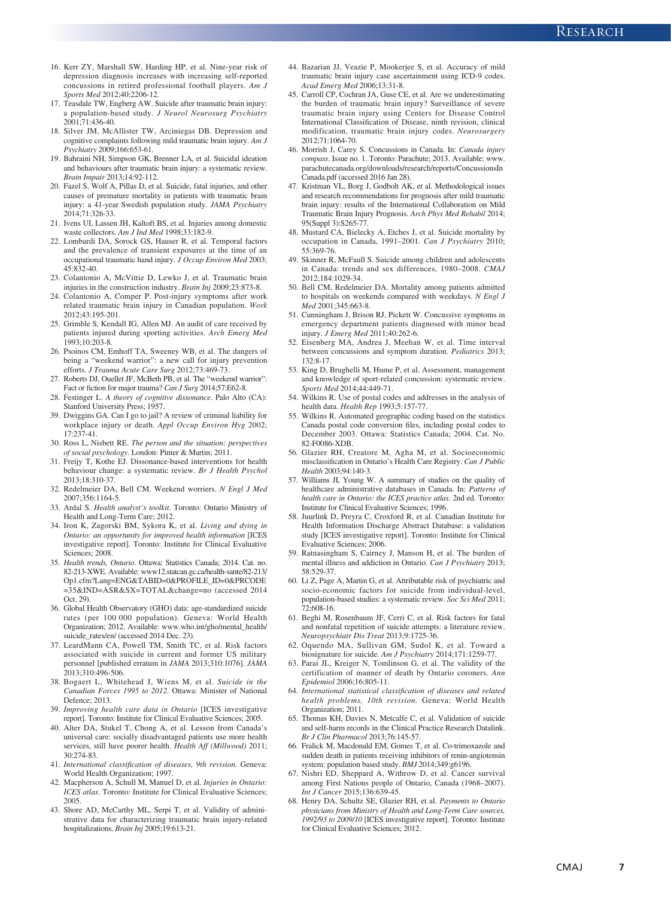16. Kerr ZY, Marshall SW, Harding HP, et al. Nine-year risk of depression diagnosis increases with increasing self-reported concussions in retired professional football players. *Am J Sports Med* 2012;40:2206-12.
17. Teasdale TW, Engberg AW. Suicide after traumatic brain injury: a population-based study. *J Neurol Neurosurg Psychiatry* 2001;71:436-40.
18. Silver JM, McAllister TW, Arciniegas DB. Depression and cognitive complaints following mild traumatic brain injury. *Am J Psychiatry* 2009;166:653-61.
19. Bahraini NH, Simpson GK, Brenner LA, et al. Suicidal ideation and behaviours after traumatic brain injury: a systematic review. *Brain Impair* 2013;14:92-112.
20. Fazel S, Wolf A, Pillas D, et al. Suicide, fatal injuries, and other causes of premature mortality in patients with traumatic brain injury: a 41-year Swedish population study. *JAMA Psychiatry* 2014;71:326-33.
21. Ivens UI, Lassen JH, Kaltoft BS, et al. Injuries among domestic waste collectors. *Am J Ind Med* 1998;33:182-9.
22. Lombardi DA, Sorock GS, Hauser R, et al. Temporal factors and the prevalence of transient exposures at the time of an occupational traumatic hand injury. *J Occup Environ Med* 2003; 45:832-40.
23. Colantonio A, McVittie D, Lewko J, et al. Traumatic brain injuries in the construction industry. *Brain Inj* 2009;23:873-8.
24. Colantonio A, Comper P. Post-injury symptoms after work related traumatic brain injury in Canadian population. *Work* 2012;43:195-201.
25. Grimble S, Kendall IG, Allen MJ. An audit of care received by patients injured during sporting activities. *Arch Emerg Med* 1993;10:203-8.
26. Psoinos CM, Emhoff TA, Sweeney WB, et al. The dangers of being a "weekend warrior": a new call for injury prevention efforts. *J Trauma Acute Care Surg* 2012;73:469-73.
27. Roberts DJ, Ouellet JF, McBeth PB, et al. The "weekend warrior": Fact or fiction for major trauma? *Can J Surg* 2014;57:E62-8.
28. Festinger L. *A theory of cognitive dissonance*. Palo Alto (CA): Stanford University Press; 1957.
39. Dwiggins GA. Can I go to jail? A review of criminal liability for workplace injury or death. *Appl Occup Environ Hyg* 2002; 17:237-41.
30. Ross L, Nisbett RE. *The person and the situation: perspectives of social psychology*. London: Pinter & Martin; 2011.
31. Freijy T, Kothe EJ. Dissonance-based interventions for health behaviour change: a systematic review. *Br J Health Psychol* 2013;18:310-37.
32. Redelmeier DA, Bell CM. Weekend worriers. *N Engl J Med* 2007;356:1164-5.
33. Ardal S. *Health analyst's toolkit*. Toronto: Ontario Ministry of Health and Long-Term Care; 2012.
34. Iron K, Zagorski BM, Sykora K, et al. *Living and dying in Ontario: an opportunity for improved health information* [ICES investigative report]. Toronto: Institute for Clinical Evaluative Sciences; 2008.
35. *Health trends, Ontario*. Ottawa: Statistics Canada; 2014. Cat. no. 82-213-XWE. Available: www12.statcan.gc.ca/health-sante/82-213/Op1.cfm?Lang=ENG&TABID=0&PROFILE_ID=0&PRCODE=35&IND=ASR&SX=TOTAL&change=no (accessed 2014 Oct. 29).
36. Global Health Observatory (GHO) data: age-standardized suicide rates (per 100 000 population). Geneva: World Health Organization; 2012. Available: www.who.int/gho/mental_health/suicide_rates/en/ (accessed 2014 Dec. 23).
37. LeardMann CA, Powell TM, Smith TC, et al. Risk factors associated with suicide in current and former US military personnel [published erratum in *JAMA* 2013;310:1076]. *JAMA* 2013;310:496-506.
38. Bogaert L, Whitehead J, Wiens M, et al. *Suicide in the Canadian Forces 1995 to 2012*. Ottawa: Minister of National Defence; 2013.
39. *Improving health care data in Ontario* [ICES investigative report]. Toronto: Institute for Clinical Evaluative Sciences; 2005.
40. Alter DA, Stukel T, Chong A, et al. Lesson from Canada's universal care: socially disadvantaged patients use more health services, still have poorer health. *Health Aff (Millwood)* 2011; 30:274-83.
41. *International classification of diseases, 9th revision*. Geneva: World Health Organization; 1997.
42. Macpherson A, Schull M, Manuel D, et al. *Injuries in Ontario: ICES atlas*. Toronto: Institute for Clinical Evaluative Sciences; 2005.
43. Shore AD, McCarthy ML, Serpi T, et al. Validity of administrative data for characterizing traumatic brain injury-related hospitalizations. *Brain Inj* 2005;19:613-21.
44. Bazarian JJ, Veazie P, Mookerjee S, et al. Accuracy of mild traumatic brain injury case ascertainment using ICD-9 codes. *Acad Emerg Med* 2006;13:31-8.
45. Carroll CP, Cochran JA, Guse CE, et al. Are we underestimating the burden of traumatic brain injury? Surveillance of severe traumatic brain injury using Centers for Disease Control International Classification of Disease, ninth revision, clinical modification, traumatic brain injury codes. *Neurosurgery* 2012;71:1064-70.
46. Morrish J, Carey S. Concussions in Canada. In: *Canada injury compass*. Issue no. 1. Toronto: Parachute; 2013. Available: www.parachutecanada.org/downloads/research/reports/ConcussionsInCanada.pdf (accessed 2016 Jan 28).
47. Kristman VL, Borg J, Godbolt AK, et al. Methodological issues and research recommendations for prognosis after mild traumatic brain injury: results of the International Collaboration on Mild Traumatic Brain Injury Prognosis. *Arch Phys Med Rehabil* 2014; 95(Suppl 3):S265-77.
48. Mustard CA, Bielecky A, Etches J, et al. Suicide mortality by occupation in Canada, 1991–2001. *Can J Psychiatry* 2010; 55:369-76.
49. Skinner R, McFaull S. Suicide among children and adolescents in Canada: trends and sex differences, 1980–2008. *CMAJ* 2012;184:1029-34.
50. Bell CM, Redelmeier DA. Mortality among patients admitted to hospitals on weekends compared with weekdays. *N Engl J Med* 2001;345:663-8.
51. Cunningham J, Brison RJ, Pickett W. Concussive symptoms in emergency department patients diagnosed with minor head injury. *J Emerg Med* 2011;40:262-6.
52. Eisenberg MA, Andrea J, Meehan W, et al. Time interval between concussions and symptom duration. *Pediatrics* 2013; 132:8-17.
53. King D, Brughelli M, Hume P, et al. Assessment, management and knowledge of sport-related concussion: systematic review. *Sports Med* 2014;44:449-71.
54. Wilkins R. Use of postal codes and addresses in the analysis of health data. *Health Rep* 1993;5:157-77.
55. Wilkins R. Automated geographic coding based on the statistics Canada postal code conversion files, including postal codes to December 2003. Ottawa: Statistics Canada; 2004. Cat. No. 82-F0086-XDB.
56. Glazier RH, Creatore M, Agha M, et al. Socioeconomic misclassification in Ontario's Health Care Registry. *Can J Public Health* 2003;94:140-3.
57. Williams JI, Young W. A summary of studies on the quality of healthcare administrative databases in Canada. In: *Patterns of health care in Ontario: the ICES practice atlas*. 2nd ed. Toronto: Institute for Clinical Evaluative Sciences; 1996.
58. Juurlink D, Preyra C, Croxford R, et al. Canadian Institute for Health Information Discharge Abstract Database: a validation study [ICES investigative report]. Toronto: Institute for Clinical Evaluative Sciences; 2006.
59. Ratnasingham S, Cairney J, Manson H, et al. The burden of mental illness and addiction in Ontario. *Can J Psychiatry* 2013; 58:529-37.
60. Li Z, Page A, Martin G, et al. Attributable risk of psychiatric and socio-economic factors for suicide from individual-level, population-based studies: a systematic review. *Soc Sci Med* 2011; 72:608-16.
61. Beghi M, Rosenbaum JF, Cerri C, et al. Risk factors for fatal and nonfatal repetition of suicide attempts: a literature review. *Neuropsychiatr Dis Treat* 2013;9:1725-36.
62. Oquendo MA, Sullivan GM, Sudol K, et al. Toward a biosignature for suicide. *Am J Psychiatry* 2014;171:1259-77.
63. Parai JL, Kreiger N, Tomlinson G, et al. The validity of the certification of manner of death by Ontario coroners. *Ann Epidemiol* 2006;16:805-11.
64. *International statistical classification of diseases and related health problems, 10th revision*. Geneva: World Health Organization; 2011.
65. Thomas KH, Davies N, Metcalfe C, et al. Validation of suicide and self-harm records in the Clinical Practice Research Datalink. *Br J Clin Pharmacol* 2013;76:145-57.
66. Fralick M, Macdonald EM, Gomes T, et al. Co-trimoxazole and sudden death in patients receiving inhibitors of renin-angiotensin system: population based study. *BMJ* 2014;349:g6196.
67. Nishri ED, Sheppard A, Withrow D, et al. Cancer survival among First Nations people of Ontario, Canada (1968–2007). *Int J Cancer* 2015;136:639-45.
68. Henry DA, Schultz SE, Glazier RH, et al. *Payments to Ontario physicians from Ministry of Health and Long-Term Care sources, 1992/93 to 2009/10* [ICES investigative report]. Toronto: Institute for Clinical Evaluative Sciences; 2012.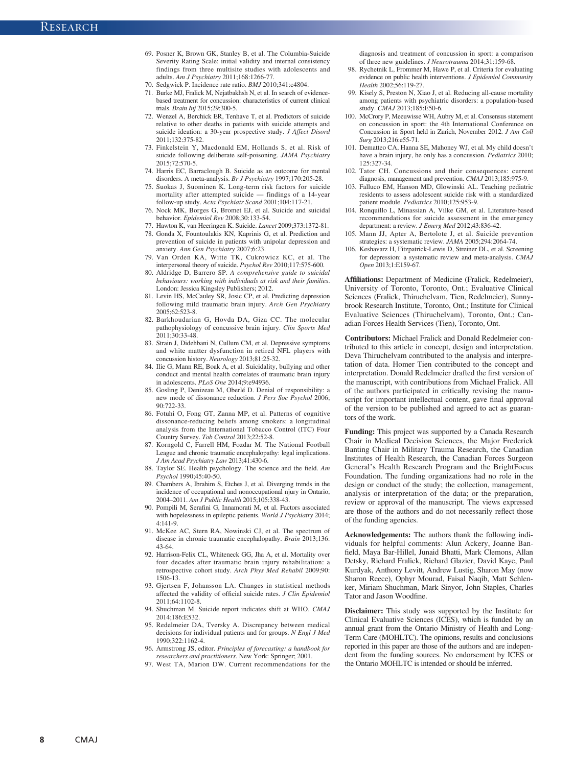69. Posner K, Brown GK, Stanley B, et al. The Columbia-Suicide Severity Rating Scale: initial validity and internal consistency findings from three multisite studies with adolescents and adults. *Am J Psychiatry* 2011;168:1266-77.
70. Sedgwick P. Incidence rate ratio. *BMJ* 2010;341:c4804.
71. Burke MJ, Fralick M, Nejatbakhsh N, et al. In search of evidence-based treatment for concussion: characteristics of current clinical trials. *Brain Inj* 2015;29:300-5.
72. Wenzel A, Berchick ER, Tenhave T, et al. Predictors of suicide relative to other deaths in patients with suicide attempts and suicide ideation: a 30-year prospective study. *J Affect Disord* 2011;132:375-82.
73. Finkelstein Y, Macdonald EM, Hollands S, et al. Risk of suicide following deliberate self-poisoning. *JAMA Psychiatry* 2015;72:570-5.
74. Harris EC, Barraclough B. Suicide as an outcome for mental disorders. A meta-analysis. *Br J Psychiatry* 1997;170:205-28.
75. Suokas J, Suominen K. Long-term risk factors for suicide mortality after attempted suicide — findings of a 14-year follow-up study. *Acta Psychiatr Scand* 2001;104:117-21.
76. Nock MK, Borges G, Bromet EJ, et al. Suicide and suicidal behavior. *Epidemiol Rev* 2008;30:133-54.
77. Hawton K, van Heeringen K. Suicide. *Lancet* 2009;373:1372-81.
78. Gonda X, Fountoulakis KN, Kaprinis G, et al. Prediction and prevention of suicide in patients with unipolar depression and anxiety. *Ann Gen Psychiatry* 2007;6:23.
79. Van Orden KA, Witte TK, Cukrowicz KC, et al. The interpersonal theory of suicide. *Psychol Rev* 2010;117:575-600.
80. Aldridge D, Barrero SP. *A comprehensive guide to suicidal behaviours: working with individuals at risk and their families*. London: Jessica Kingsley Publishers; 2012.
81. Levin HS, McCauley SR, Josic CP, et al. Predicting depression following mild traumatic brain injury. *Arch Gen Psychiatry* 2005;62:523-8.
82. Barkhoudarian G, Hovda DA, Giza CC. The molecular pathophysiology of concussive brain injury. *Clin Sports Med* 2011;30:33-48.
83. Strain J, Didehbani N, Cullum CM, et al. Depressive symptoms and white matter dysfunction in retired NFL players with concussion history. *Neurology* 2013;81:25-32.
84. Ilie G, Mann RE, Boak A, et al. Suicidality, bullying and other conduct and mental health correlates of traumatic brain injury in adolescents. *PLoS One* 2014;9:e94936.
85. Gosling P, Denizeau M, Oberlé D. Denial of responsibility: a new mode of dissonance reduction. *J Pers Soc Psychol* 2006;90:722-33.
86. Fotuhi O, Fong GT, Zanna MP, et al. Patterns of cognitive dissonance-reducing beliefs among smokers: a longitudinal analysis from the International Tobacco Control (ITC) Four Country Survey. *Tob Control* 2013;22:52-8.
87. Korngold C, Farrell HM, Fozdar M. The National Football League and chronic traumatic encephalopathy: legal implications. *J Am Acad Psychiatry Law* 2013;41:430-6.
88. Taylor SE. Health psychology. The science and the field. *Am Psychol* 1990;45:40-50.
89. Chambers A, Ibrahim S, Etches J, et al. Diverging trends in the incidence of occupational and nonoccupational njury in Ontario, 2004–2011. *Am J Public Health* 2015;105:338-43.
90. Pompili M, Serafini G, Innamorati M, et al. Factors associated with hopelessness in epileptic patients. *World J Psychiatry* 2014;4:141-9.
91. McKee AC, Stern RA, Nowinski CJ, et al. The spectrum of disease in chronic traumatic encephalopathy. *Brain* 2013;136:43-64.
92. Harrison-Felix CL, Whiteneck GG, Jha A, et al. Mortality over four decades after traumatic brain injury rehabilitation: a retrospective cohort study. *Arch Phys Med Rehabil* 2009;90:1506-13.
93. Gjertsen F, Johansson LA. Changes in statistical methods affected the validity of official suicide rates. *J Clin Epidemiol* 2011;64:1102-8.
94. Shuchman M. Suicide report indicates shift at WHO. *CMAJ* 2014;186:E532.
95. Redelmeier DA, Tversky A. Discrepancy between medical decisions for individual patients and for groups. *N Engl J Med* 1990;322:1162-4.
96. Armstrong JS, editor. *Principles of forecasting: a handbook for researchers and practitioners*. New York: Springer; 2001.
97. West TA, Marion DW. Current recommendations for the diagnosis and treatment of concussion in sport: a comparison of three new guidelines. *J Neurotrauma* 2014;31:159-68.
98. Rychetnik L, Frommer M, Hawe P, et al. Criteria for evaluating evidence on public health interventions. *J Epidemiol Community Health* 2002;56:119-27.
99. Kisely S, Preston N, Xiao J, et al. Reducing all-cause mortality among patients with psychiatric disorders: a population-based study. *CMAJ* 2013;185:E50-6.
100. McCrory P, Meeuwisse WH, Aubry M, et al. Consensus statement on concussion in sport: the 4th International Conference on Concussion in Sport held in Zurich, November 2012. *J Am Coll Surg* 2013;216:e55-71.
101. Dematteo CA, Hanna SE, Mahoney WJ, et al. My child doesn't have a brain injury, he only has a concussion. *Pediatrics* 2010;125:327-34.
102. Tator CH. Concussions and their consequences: current diagnosis, management and prevention. *CMAJ* 2013;185:975-9.
103. Falluco EM, Hanson MD, Glowinski AL. Teaching pediatric residents to assess adolescent suicide risk with a standardized patient module. *Pediatrics* 2010;125:953-9.
104. Ronquillo L, Minassian A, Vilke GM, et al. Literature-based recommendations for suicide assessment in the emergency department: a review. *J Emerg Med* 2012;43:836-42.
105. Mann JJ, Apter A, Bertolote J, et al. Suicide prevention strategies: a systematic review. *JAMA* 2005;294:2064-74.
106. Keshavarz H, Fitzpatrick-Lewis D, Streiner DL, et al. Screening for depression: a systematic review and meta-analysis. *CMAJ Open* 2013;1:E159-67.

**Affiliations:** Department of Medicine (Fralick, Redelmeier), University of Toronto, Toronto, Ont.; Evaluative Clinical Sciences (Fralick, Thiruchelvam, Tien, Redelmeier), Sunnybrook Research Institute, Toronto, Ont.; Institute for Clinical Evaluative Sciences (Thiruchelvam), Toronto, Ont.; Canadian Forces Health Services (Tien), Toronto, Ont.

**Contributors:** Michael Fralick and Donald Redelmeier contributed to this article in concept, design and interpretation. Deva Thiruchelvam contributed to the analysis and interpretation of data. Homer Tien contributed to the concept and interpretation. Donald Redelmeier drafted the first version of the manuscript, with contributions from Michael Fralick. All of the authors participated in critically revising the manuscript for important intellectual content, gave final approval of the version to be published and agreed to act as guarantors of the work.

**Funding:** This project was supported by a Canada Research Chair in Medical Decision Sciences, the Major Frederick Banting Chair in Military Trauma Research, the Canadian Institutes of Health Research, the Canadian Forces Surgeon General's Health Research Program and the BrightFocus Foundation. The funding organizations had no role in the design or conduct of the study; the collection, management, analysis or interpretation of the data; or the preparation, review or approval of the manuscript. The views expressed are those of the authors and do not necessarily reflect those of the funding agencies.

**Acknowledgements:** The authors thank the following individuals for helpful comments: Alun Ackery, Joanne Banfield, Maya Bar-Hillel, Junaid Bhatti, Mark Clemons, Allan Detsky, Richard Fralick, Richard Glazier, David Kaye, Paul Kurdyak, Anthony Levitt, Andrew Lustig, Sharon May (now Sharon Reece), Ophyr Mourad, Faisal Naqib, Matt Schlenker, Miriam Shuchman, Mark Sinyor, John Staples, Charles Tator and Jason Woodfine.

**Disclaimer:** This study was supported by the Institute for Clinical Evaluative Sciences (ICES), which is funded by an annual grant from the Ontario Ministry of Health and Long-Term Care (MOHLTC). The opinions, results and conclusions reported in this paper are those of the authors and are independent from the funding sources. No endorsement by ICES or the Ontario MOHLTC is intended or should be inferred.